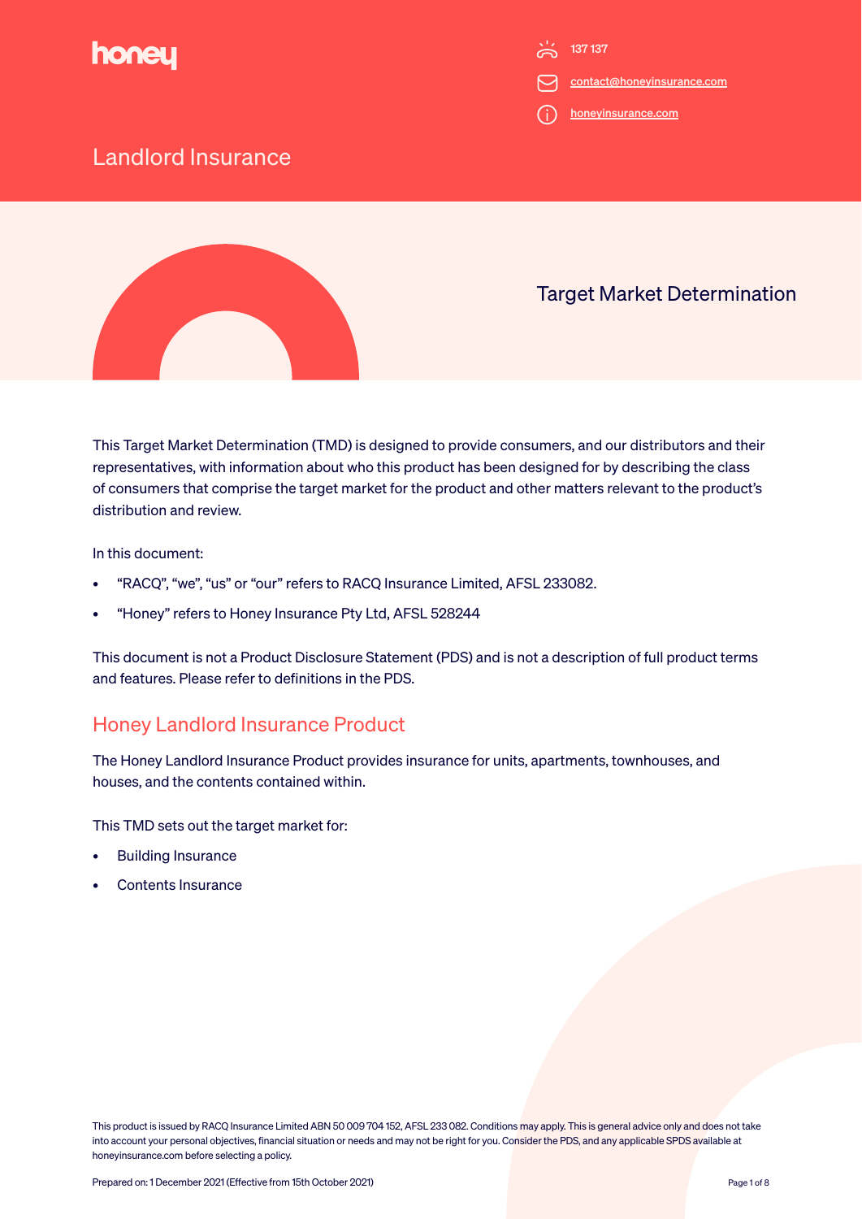honey

137 137

contact@honeyinsurance.com

honeyinsurance.com

# Landlord Insurance

## Target Market Determination

This Target Market Determination (TMD) is designed to provide consumers, and our distributors and their representatives, with information about who this product has been designed for by describing the class of consumers that comprise the target market for the product and other matters relevant to the product's distribution and review.

In this document:

- "RACQ", "we", "us" or "our" refers to RACQ Insurance Limited, AFSL 233082.
- "Honey" refers to Honey Insurance Pty Ltd, AFSL 528244

This document is not a Product Disclosure Statement (PDS) and is not a description of full product terms and features. Please refer to definitions in the PDS.

## Honey Landlord Insurance Product

The Honey Landlord Insurance Product provides insurance for units, apartments, townhouses, and houses, and the contents contained within.

This TMD sets out the target market for:

- Building Insurance
- Contents Insurance

This product is issued by RACQ Insurance Limited ABN 50 009 704 152, AFSL 233 082. Conditions may apply. This is general advice only and does not take into account your personal objectives, financial situation or needs and may not be right for you. Consider the PDS, and any applicable SPDS available at honeyinsurance.com before selecting a policy.

Prepared on: 1 December 2021 (Effective from 15th October 2021)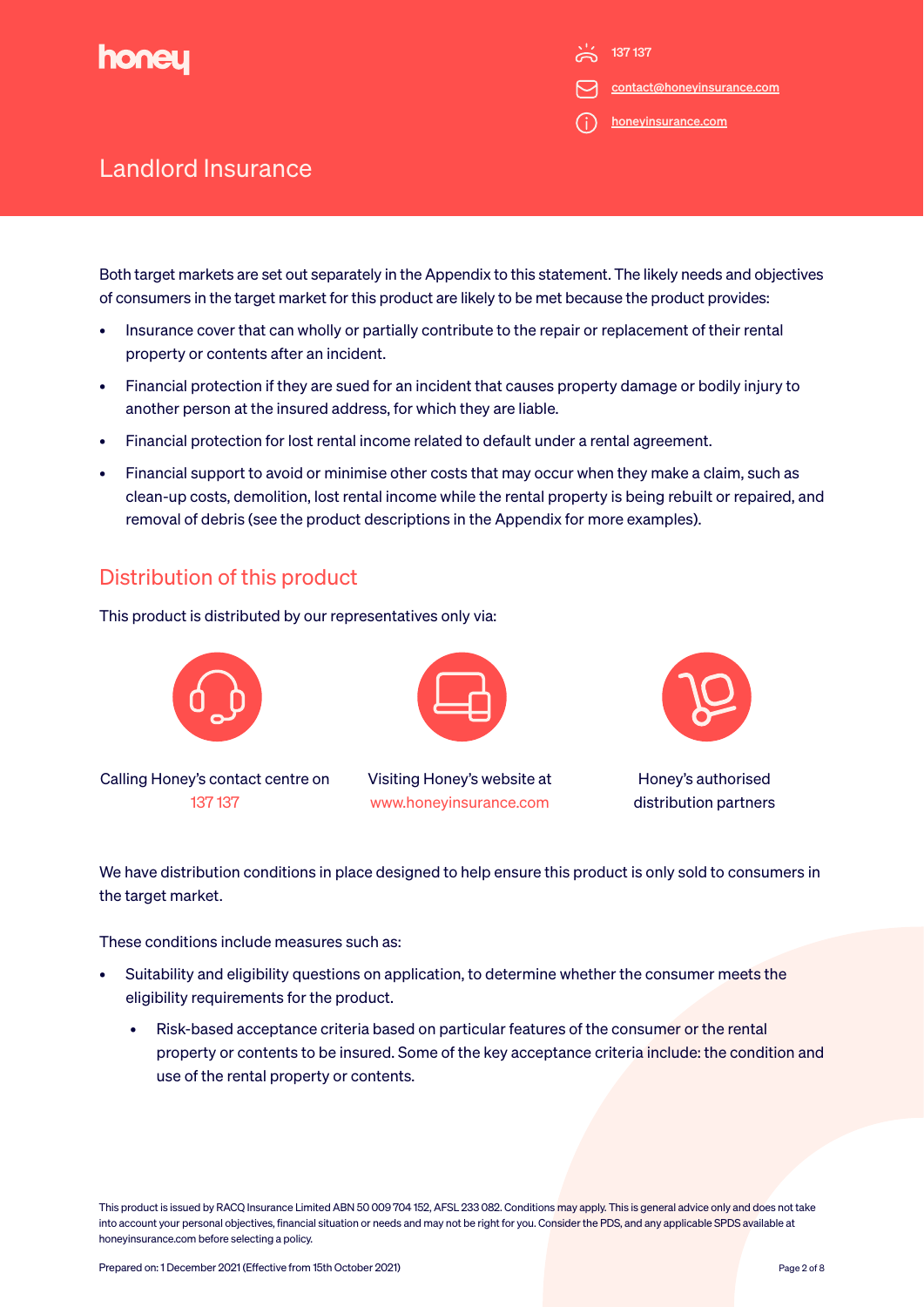Both target markets are set out separately in the Appendix to this statement. The likely needs and objectives of consumers in the target market for this product are likely to be met because the product provides:

- Insurance cover that can wholly or partially contribute to the repair or replacement of their rental property or contents after an incident.
- Financial protection if they are sued for an incident that causes property damage or bodily injury to another person at the insured address, for which they are liable.
- Financial protection for lost rental income related to default under a rental agreement.
- Financial support to avoid or minimise other costs that may occur when they make a claim, such as clean-up costs, demolition, lost rental income while the rental property is being rebuilt or repaired, and removal of debris (see the product descriptions in the Appendix for more examples).

## Distribution of this product

This product is distributed by our representatives only via:

- Calling Honey's contact centre on 137 137
- Visiting Honey's website at www.honeyinsurance.com
- Honey's authorised distribution partners

We have distribution conditions in place designed to help ensure this product is only sold to consumers in the target market.

These conditions include measures such as:

- Suitability and eligibility questions on application, to determine whether the consumer meets the eligibility requirements for the product.
  - Risk-based acceptance criteria based on particular features of the consumer or the rental property or contents to be insured. Some of the key acceptance criteria include: the condition and use of the rental property or contents.

This product is issued by RACQ Insurance Limited ABN 50 009 704 152, AFSL 233 082. Conditions may apply. This is general advice only and does not take into account your personal objectives, financial situation or needs and may not be right for you. Consider the PDS, and any applicable SPDS available at honeyinsurance.com before selecting a policy.

Prepared on: 1 December 2021 (Effective from 15th October 2021)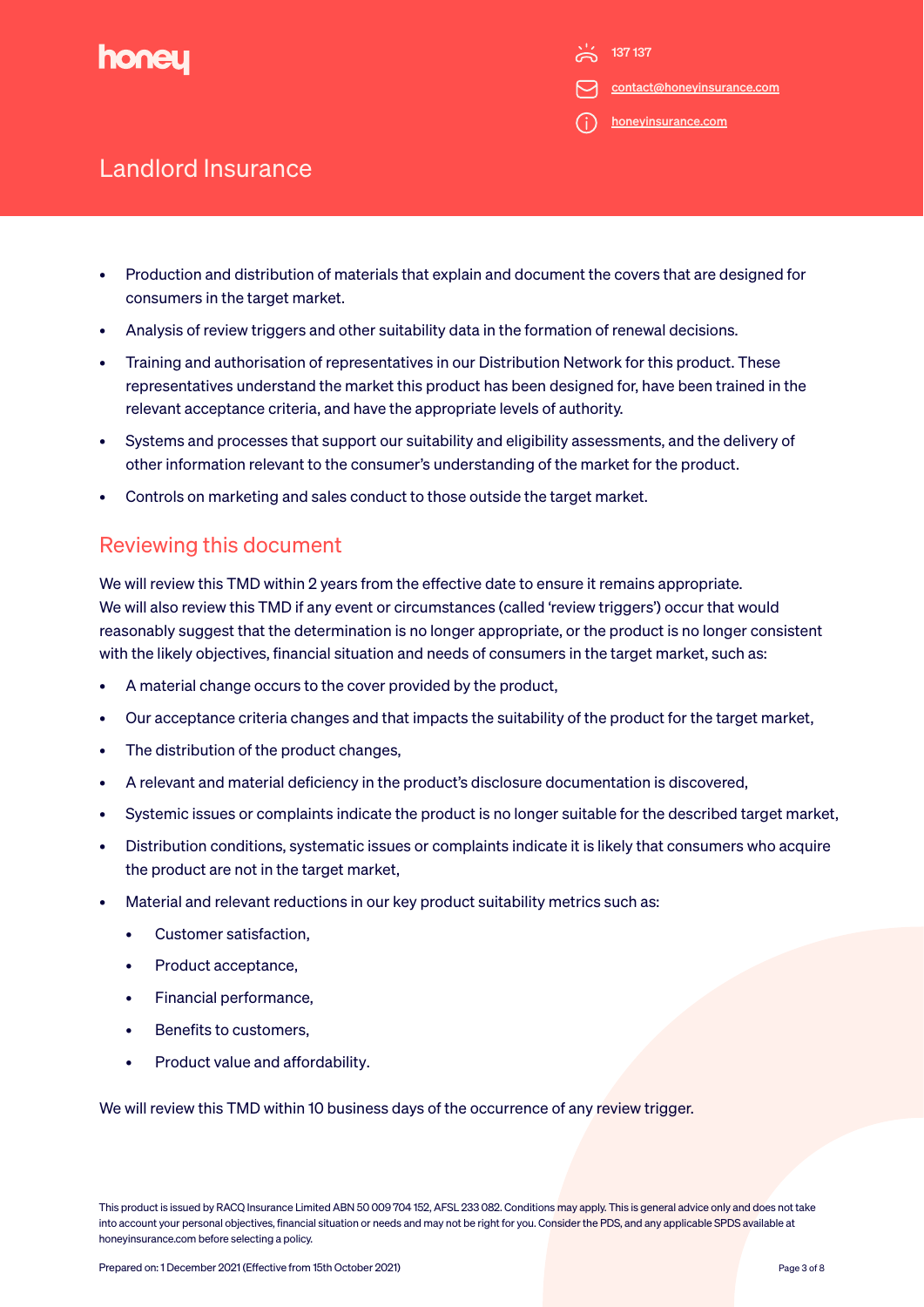- Production and distribution of materials that explain and document the covers that are designed for consumers in the target market.
- Analysis of review triggers and other suitability data in the formation of renewal decisions.
- Training and authorisation of representatives in our Distribution Network for this product. These representatives understand the market this product has been designed for, have been trained in the relevant acceptance criteria, and have the appropriate levels of authority.
- Systems and processes that support our suitability and eligibility assessments, and the delivery of other information relevant to the consumer's understanding of the market for the product.
- Controls on marketing and sales conduct to those outside the target market.

## Reviewing this document

We will review this TMD within 2 years from the effective date to ensure it remains appropriate. We will also review this TMD if any event or circumstances (called 'review triggers') occur that would reasonably suggest that the determination is no longer appropriate, or the product is no longer consistent with the likely objectives, financial situation and needs of consumers in the target market, such as:

- A material change occurs to the cover provided by the product,
- Our acceptance criteria changes and that impacts the suitability of the product for the target market,
- The distribution of the product changes,
- A relevant and material deficiency in the product's disclosure documentation is discovered,
- Systemic issues or complaints indicate the product is no longer suitable for the described target market,
- Distribution conditions, systematic issues or complaints indicate it is likely that consumers who acquire the product are not in the target market,
- Material and relevant reductions in our key product suitability metrics such as:
  - Customer satisfaction,
  - Product acceptance,
  - Financial performance,
  - Benefits to customers,
  - Product value and affordability.

We will review this TMD within 10 business days of the occurrence of any review trigger.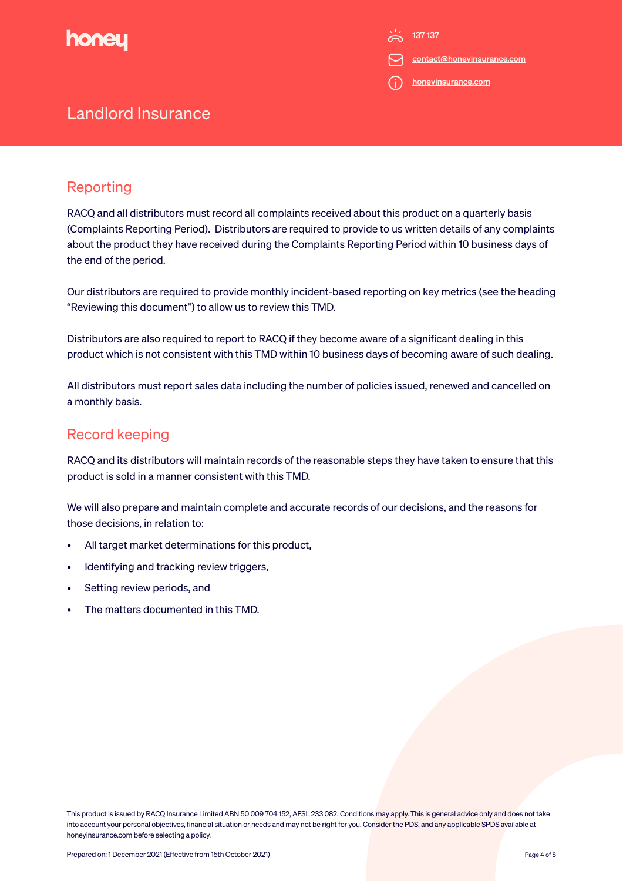## Reporting

RACQ and all distributors must record all complaints received about this product on a quarterly basis (Complaints Reporting Period). Distributors are required to provide to us written details of any complaints about the product they have received during the Complaints Reporting Period within 10 business days of the end of the period.

Our distributors are required to provide monthly incident-based reporting on key metrics (see the heading "Reviewing this document") to allow us to review this TMD.

Distributors are also required to report to RACQ if they become aware of a significant dealing in this product which is not consistent with this TMD within 10 business days of becoming aware of such dealing.

All distributors must report sales data including the number of policies issued, renewed and cancelled on a monthly basis.

## Record keeping

RACQ and its distributors will maintain records of the reasonable steps they have taken to ensure that this product is sold in a manner consistent with this TMD.

We will also prepare and maintain complete and accurate records of our decisions, and the reasons for those decisions, in relation to:

- All target market determinations for this product,
- Identifying and tracking review triggers,
- Setting review periods, and
- The matters documented in this TMD.

This product is issued by RACQ Insurance Limited ABN 50 009 704 152, AFSL 233 082. Conditions may apply. This is general advice only and does not take into account your personal objectives, financial situation or needs and may not be right for you. Consider the PDS, and any applicable SPDS available at honeyinsurance.com before selecting a policy.

Prepared on: 1 December 2021 (Effective from 15th October 2021)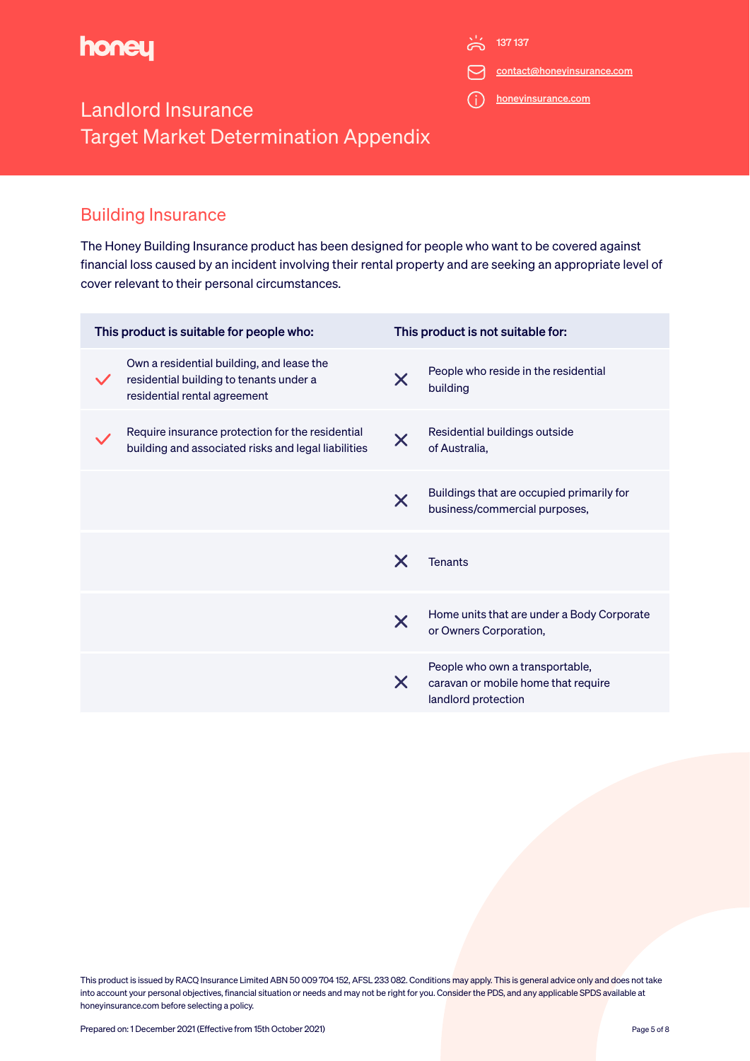# Landlord Insurance
# Target Market Determination Appendix

137 137

contact@honeyinsurance.com

honeyinsurance.com

## Building Insurance

The Honey Building Insurance product has been designed for people who want to be covered against financial loss caused by an incident involving their rental property and are seeking an appropriate level of cover relevant to their personal circumstances.

| This product is suitable for people who: | This product is not suitable for: |
|---|---|
| ✓ Own a residential building, and lease the residential building to tenants under a residential rental agreement | ✗ People who reside in the residential building |
| ✓ Require insurance protection for the residential building and associated risks and legal liabilities | ✗ Residential buildings outside of Australia, |
| | ✗ Buildings that are occupied primarily for business/commercial purposes, |
| | ✗ Tenants |
| | ✗ Home units that are under a Body Corporate or Owners Corporation, |
| | ✗ People who own a transportable, caravan or mobile home that require landlord protection |

This product is issued by RACQ Insurance Limited ABN 50 009 704 152, AFSL 233 082. Conditions may apply. This is general advice only and does not take into account your personal objectives, financial situation or needs and may not be right for you. Consider the PDS, and any applicable SPDS available at honeyinsurance.com before selecting a policy.

Prepared on: 1 December 2021 (Effective from 15th October 2021)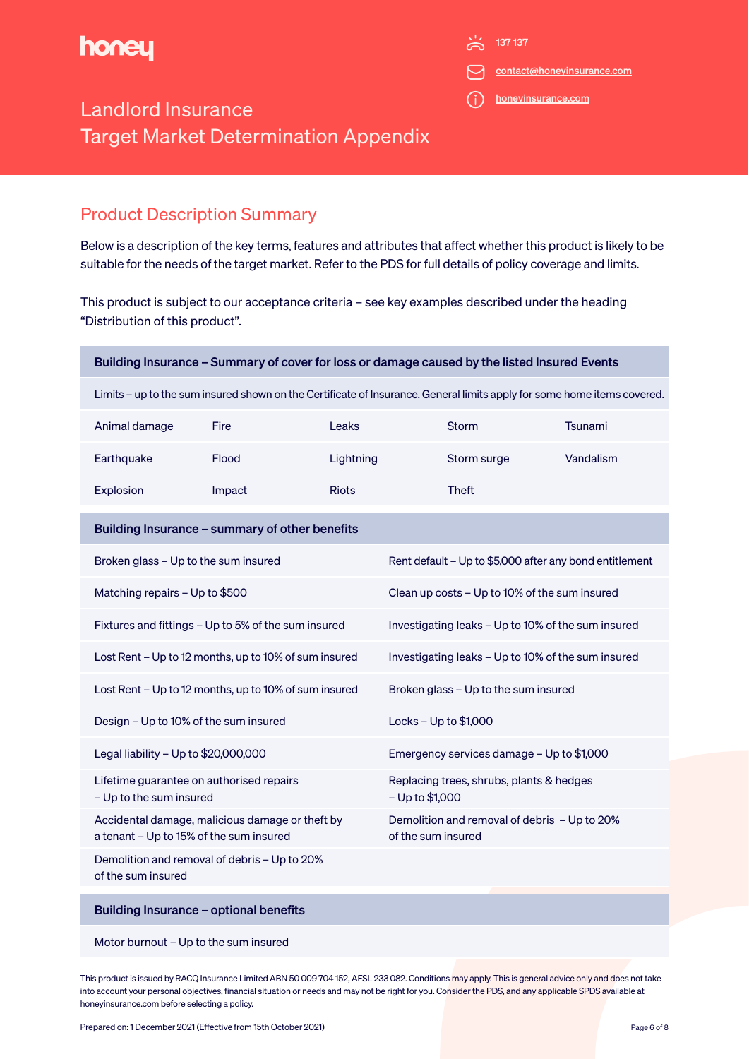**honey**

137 137

contact@honeyinsurance.com

honeyinsurance.com

# Landlord Insurance
# Target Market Determination Appendix

## Product Description Summary

Below is a description of the key terms, features and attributes that affect whether this product is likely to be suitable for the needs of the target market. Refer to the PDS for full details of policy coverage and limits.

This product is subject to our acceptance criteria – see key examples described under the heading "Distribution of this product".

| Building Insurance – Summary of cover for loss or damage caused by the listed Insured Events | | | | |
|---|---|---|---|---|
| Limits – up to the sum insured shown on the Certificate of Insurance. General limits apply for some home items covered. | | | | |
| Animal damage | Fire | Leaks | Storm | Tsunami |
| Earthquake | Flood | Lightning | Storm surge | Vandalism |
| Explosion | Impact | Riots | Theft | |

| Building Insurance – summary of other benefits | |
|---|---|
| Broken glass – Up to the sum insured | Rent default – Up to $5,000 after any bond entitlement |
| Matching repairs – Up to $500 | Clean up costs – Up to 10% of the sum insured |
| Fixtures and fittings – Up to 5% of the sum insured | Investigating leaks – Up to 10% of the sum insured |
| Lost Rent – Up to 12 months, up to 10% of sum insured | Investigating leaks – Up to 10% of the sum insured |
| Lost Rent – Up to 12 months, up to 10% of sum insured | Broken glass – Up to the sum insured |
| Design – Up to 10% of the sum insured | Locks – Up to $1,000 |
| Legal liability – Up to $20,000,000 | Emergency services damage – Up to $1,000 |
| Lifetime guarantee on authorised repairs – Up to the sum insured | Replacing trees, shrubs, plants & hedges – Up to $1,000 |
| Accidental damage, malicious damage or theft by a tenant – Up to 15% of the sum insured | Demolition and removal of debris – Up to 20% of the sum insured |
| Demolition and removal of debris – Up to 20% of the sum insured | |

| Building Insurance – optional benefits |
|---|
| Motor burnout – Up to the sum insured |

This product is issued by RACQ Insurance Limited ABN 50 009 704 152, AFSL 233 082. Conditions may apply. This is general advice only and does not take into account your personal objectives, financial situation or needs and may not be right for you. Consider the PDS, and any applicable SPDS available at honeyinsurance.com before selecting a policy.

Prepared on: 1 December 2021 (Effective from 15th October 2021)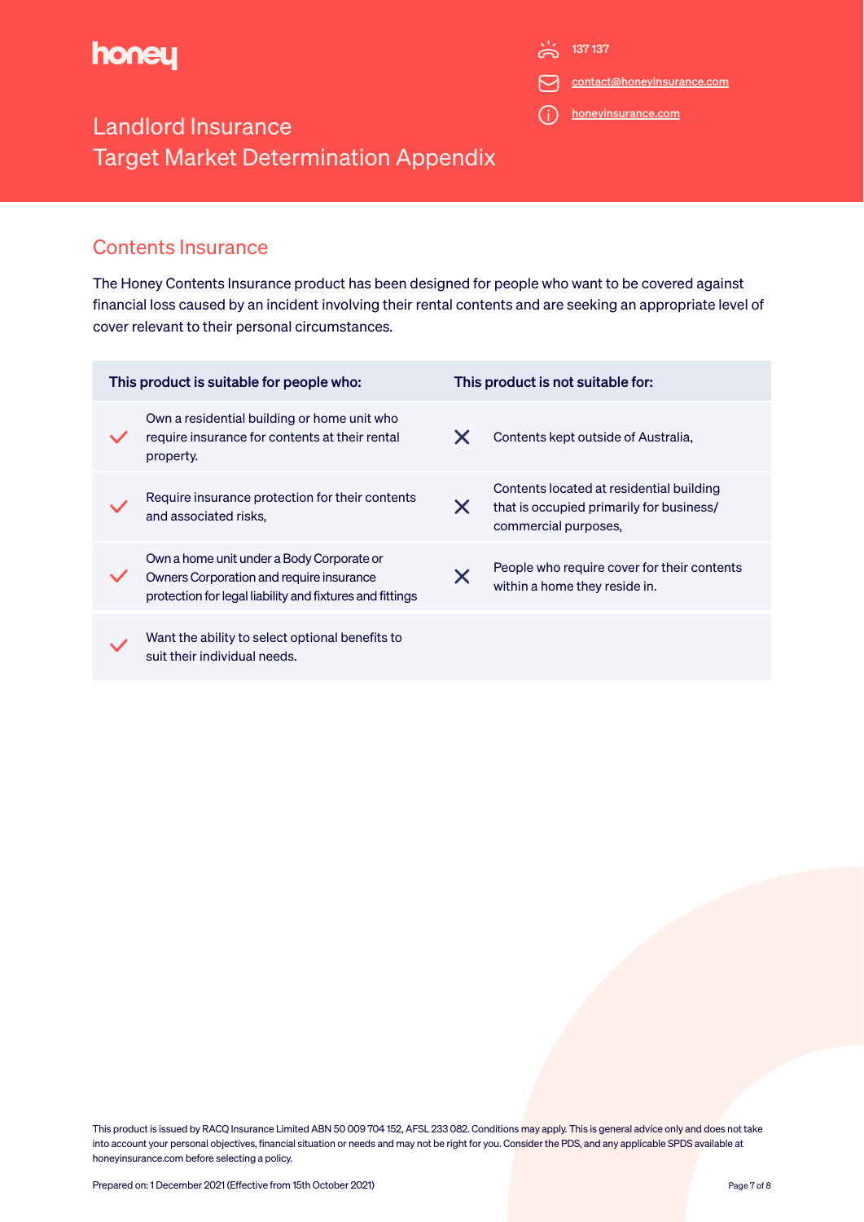honey

137 137

contact@honeyinsurance.com

honeyinsurance.com

# Landlord Insurance
# Target Market Determination Appendix

## Contents Insurance

The Honey Contents Insurance product has been designed for people who want to be covered against financial loss caused by an incident involving their rental contents and are seeking an appropriate level of cover relevant to their personal circumstances.

| This product is suitable for people who: | This product is not suitable for: |
|---|---|
| ✓ Own a residential building or home unit who require insurance for contents at their rental property. | ✗ Contents kept outside of Australia, |
| ✓ Require insurance protection for their contents and associated risks, | ✗ Contents located at residential building that is occupied primarily for business/ commercial purposes, |
| ✓ Own a home unit under a Body Corporate or Owners Corporation and require insurance protection for legal liability and fixtures and fittings | ✗ People who require cover for their contents within a home they reside in. |
| ✓ Want the ability to select optional benefits to suit their individual needs. | |

This product is issued by RACQ Insurance Limited ABN 50 009 704 152, AFSL 233 082. Conditions may apply. This is general advice only and does not take into account your personal objectives, financial situation or needs and may not be right for you. Consider the PDS, and any applicable SPDS available at honeyinsurance.com before selecting a policy.

Prepared on: 1 December 2021 (Effective from 15th October 2021)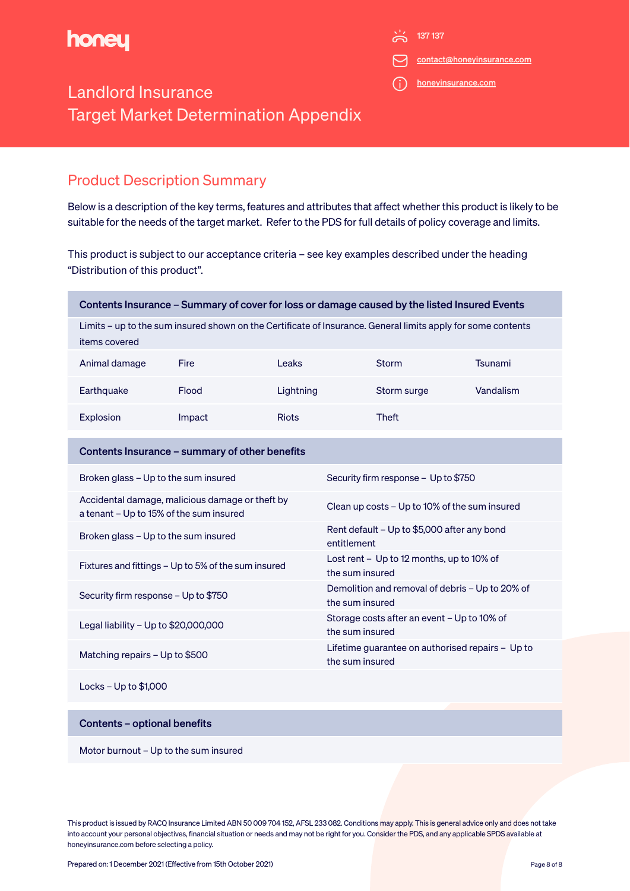honey

137 137

contact@honeyinsurance.com

honeyinsurance.com

# Landlord Insurance
# Target Market Determination Appendix

## Product Description Summary

Below is a description of the key terms, features and attributes that affect whether this product is likely to be suitable for the needs of the target market. Refer to the PDS for full details of policy coverage and limits.

This product is subject to our acceptance criteria – see key examples described under the heading "Distribution of this product".

| Contents Insurance – Summary of cover for loss or damage caused by the listed Insured Events | | | | |
|---|---|---|---|---|
| Limits – up to the sum insured shown on the Certificate of Insurance. General limits apply for some contents items covered | | | | |
| Animal damage | Fire | Leaks | Storm | Tsunami |
| Earthquake | Flood | Lightning | Storm surge | Vandalism |
| Explosion | Impact | Riots | Theft | |

| Contents Insurance – summary of other benefits | |
|---|---|
| Broken glass – Up to the sum insured | Security firm response – Up to $750 |
| Accidental damage, malicious damage or theft by a tenant – Up to 15% of the sum insured | Clean up costs – Up to 10% of the sum insured |
| Broken glass – Up to the sum insured | Rent default – Up to $5,000 after any bond entitlement |
| Fixtures and fittings – Up to 5% of the sum insured | Lost rent – Up to 12 months, up to 10% of the sum insured |
| Security firm response – Up to $750 | Demolition and removal of debris – Up to 20% of the sum insured |
| Legal liability – Up to $20,000,000 | Storage costs after an event – Up to 10% of the sum insured |
| Matching repairs – Up to $500 | Lifetime guarantee on authorised repairs – Up to the sum insured |
| Locks – Up to $1,000 | |

| Contents – optional benefits |
|---|
| Motor burnout – Up to the sum insured |

This product is issued by RACQ Insurance Limited ABN 50 009 704 152, AFSL 233 082. Conditions may apply. This is general advice only and does not take into account your personal objectives, financial situation or needs and may not be right for you. Consider the PDS, and any applicable SPDS available at honeyinsurance.com before selecting a policy.

Prepared on: 1 December 2021 (Effective from 15th October 2021)